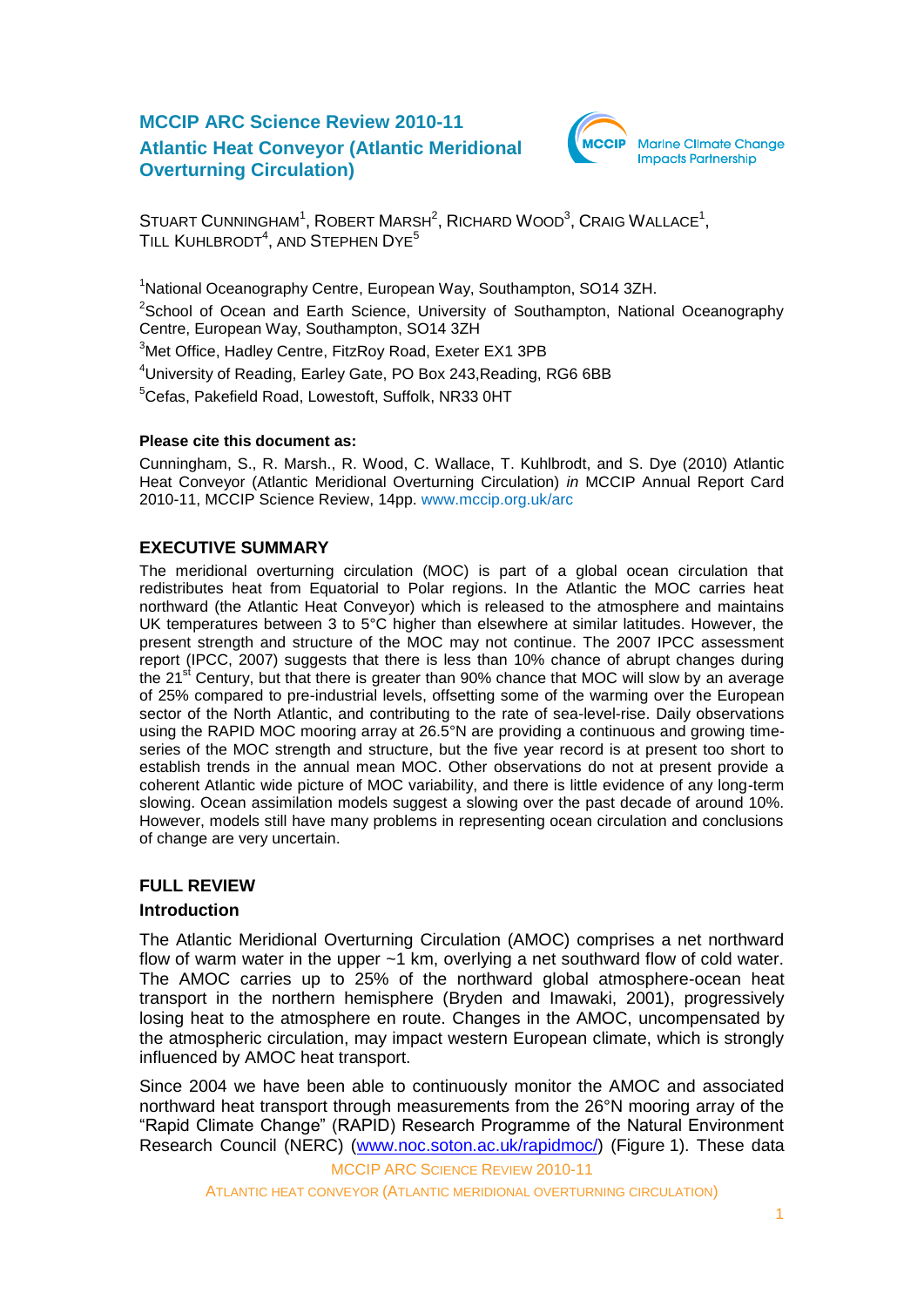# MCCIP ARC Science Review 2010-11

# Atlantic Heat Conveyor (Atlantic Meridional Overturning Circulation)

Marine Climate Change Impacts Partnership

STUART CUNNINGHAM[1], ROBERT MARSH[2], RICHARD WOOD[3], CRAIG WALLACE[1], TILL KUHLBRODT[4], AND STEPHEN DYE[5]

[1]National Oceanography Centre, European Way, Southampton, SO14 3ZH.

[2]School of Ocean and Earth Science, University of Southampton, National Oceanography Centre, European Way, Southampton, SO14 3ZH

[3]Met Office, Hadley Centre, FitzRoy Road, Exeter EX1 3PB

[4]University of Reading, Earley Gate, PO Box 243,Reading, RG6 6BB

[5]Cefas, Pakefield Road, Lowestoft, Suffolk, NR33 0HT

**Please cite this document as:**

Cunningham, S., R. Marsh., R. Wood, C. Wallace, T. Kuhlbrodt, and S. Dye (2010) Atlantic Heat Conveyor (Atlantic Meridional Overturning Circulation) *in* MCCIP Annual Report Card 2010-11, MCCIP Science Review, 14pp. www.mccip.org.uk/arc

## EXECUTIVE SUMMARY

The meridional overturning circulation (MOC) is part of a global ocean circulation that redistributes heat from Equatorial to Polar regions. In the Atlantic the MOC carries heat northward (the Atlantic Heat Conveyor) which is released to the atmosphere and maintains UK temperatures between 3 to 5°C higher than elsewhere at similar latitudes. However, the present strength and structure of the MOC may not continue. The 2007 IPCC assessment report (IPCC, 2007) suggests that there is less than 10% chance of abrupt changes during the 21st Century, but that there is greater than 90% chance that MOC will slow by an average of 25% compared to pre-industrial levels, offsetting some of the warming over the European sector of the North Atlantic, and contributing to the rate of sea-level-rise. Daily observations using the RAPID MOC mooring array at 26.5°N are providing a continuous and growing time-series of the MOC strength and structure, but the five year record is at present too short to establish trends in the annual mean MOC. Other observations do not at present provide a coherent Atlantic wide picture of MOC variability, and there is little evidence of any long-term slowing. Ocean assimilation models suggest a slowing over the past decade of around 10%. However, models still have many problems in representing ocean circulation and conclusions of change are very uncertain.

## FULL REVIEW

### Introduction

The Atlantic Meridional Overturning Circulation (AMOC) comprises a net northward flow of warm water in the upper ~1 km, overlying a net southward flow of cold water. The AMOC carries up to 25% of the northward global atmosphere-ocean heat transport in the northern hemisphere (Bryden and Imawaki, 2001), progressively losing heat to the atmosphere en route. Changes in the AMOC, uncompensated by the atmospheric circulation, may impact western European climate, which is strongly influenced by AMOC heat transport.

Since 2004 we have been able to continuously monitor the AMOC and associated northward heat transport through measurements from the 26°N mooring array of the "Rapid Climate Change" (RAPID) Research Programme of the Natural Environment Research Council (NERC) (www.noc.soton.ac.uk/rapidmoc/) (Figure 1). These data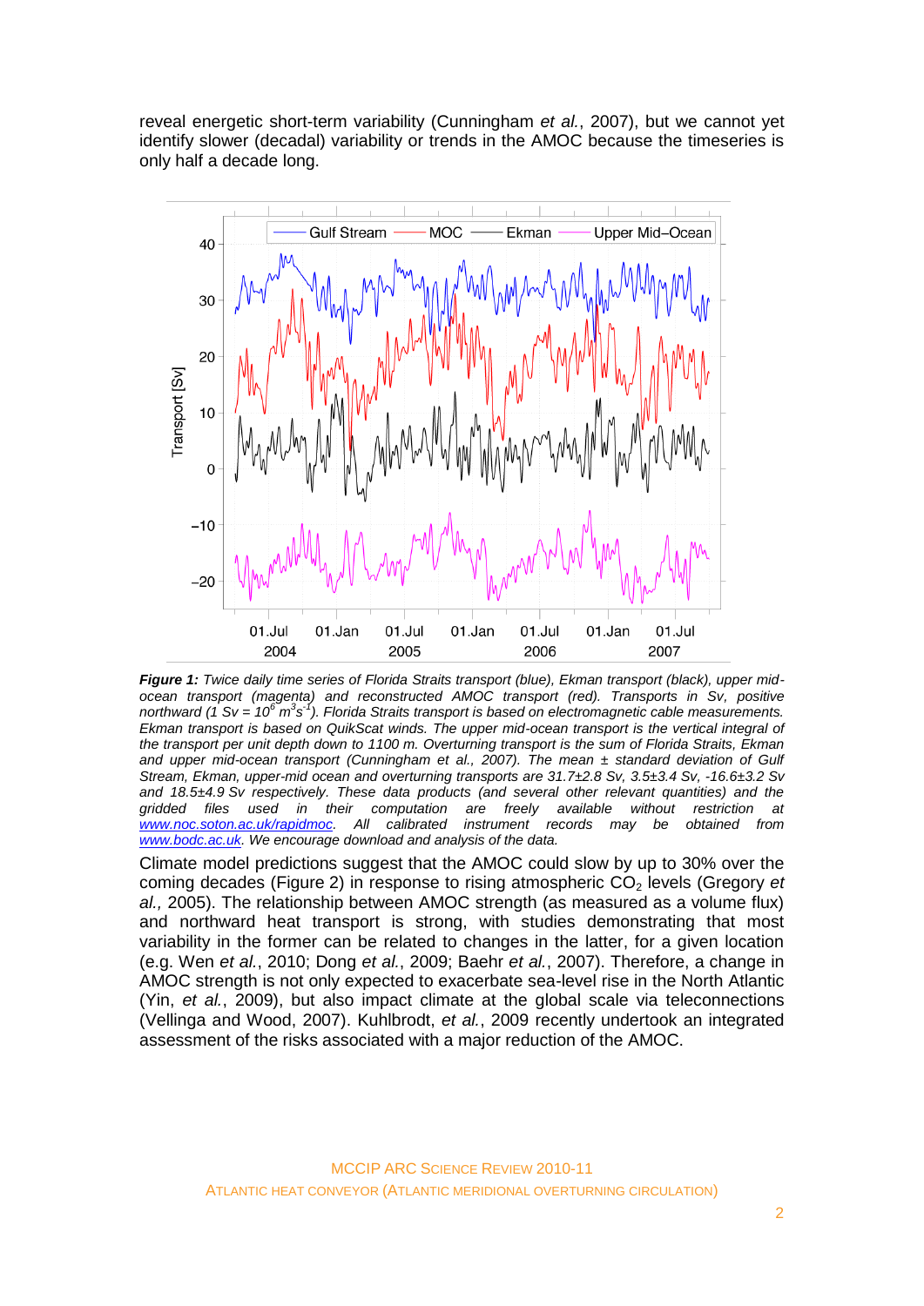reveal energetic short-term variability (Cunningham *et al.*, 2007), but we cannot yet identify slower (decadal) variability or trends in the AMOC because the timeseries is only half a decade long.

***Figure 1:*** *Twice daily time series of Florida Straits transport (blue), Ekman transport (black), upper mid-ocean transport (magenta) and reconstructed AMOC transport (red). Transports in Sv, positive northward (1 Sv = $10^6$ $m^3s^{-1}$). Florida Straits transport is based on electromagnetic cable measurements. Ekman transport is based on QuikScat winds. The upper mid-ocean transport is the vertical integral of the transport per unit depth down to 1100 m. Overturning transport is the sum of Florida Straits, Ekman and upper mid-ocean transport (Cunningham et al., 2007). The mean ± standard deviation of Gulf Stream, Ekman, upper-mid ocean and overturning transports are 31.7±2.8 Sv, 3.5±3.4 Sv, -16.6±3.2 Sv and 18.5±4.9 Sv respectively. These data products (and several other relevant quantities) and the gridded files used in their computation are freely available without restriction at [www.noc.soton.ac.uk/rapidmoc](www.noc.soton.ac.uk/rapidmoc). All calibrated instrument records may be obtained from [www.bodc.ac.uk](www.bodc.ac.uk). We encourage download and analysis of the data.*

Climate model predictions suggest that the AMOC could slow by up to 30% over the coming decades (Figure 2) in response to rising atmospheric $CO_2$ levels (Gregory *et al.,* 2005). The relationship between AMOC strength (as measured as a volume flux) and northward heat transport is strong, with studies demonstrating that most variability in the former can be related to changes in the latter, for a given location (e.g. Wen *et al.*, 2010; Dong *et al.*, 2009; Baehr *et al.*, 2007). Therefore, a change in AMOC strength is not only expected to exacerbate sea-level rise in the North Atlantic (Yin, *et al.*, 2009), but also impact climate at the global scale via teleconnections (Vellinga and Wood, 2007). Kuhlbrodt, *et al.*, 2009 recently undertook an integrated assessment of the risks associated with a major reduction of the AMOC.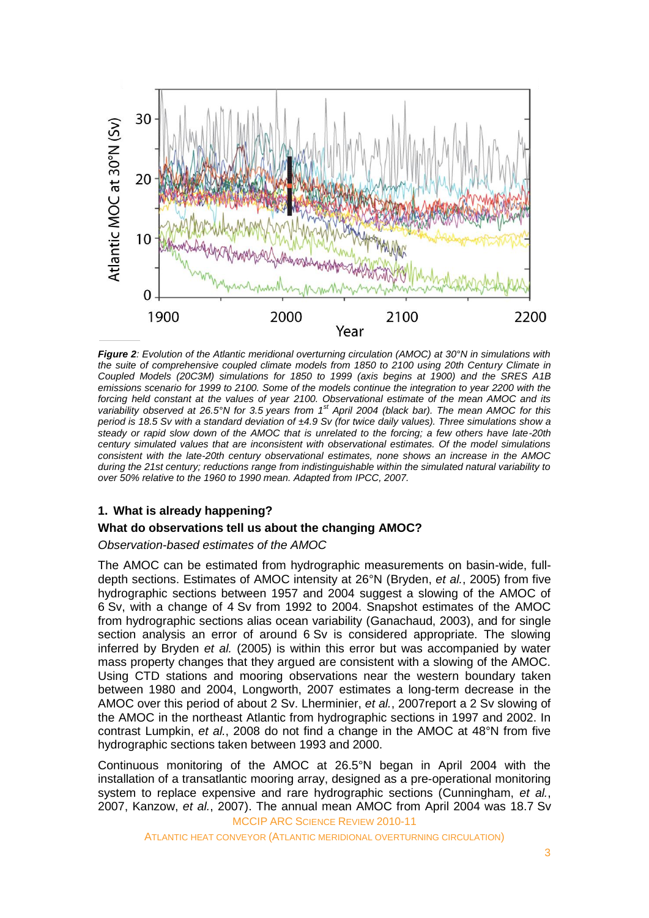***Figure 2**: Evolution of the Atlantic meridional overturning circulation (AMOC) at 30°N in simulations with the suite of comprehensive coupled climate models from 1850 to 2100 using 20th Century Climate in Coupled Models (20C3M) simulations for 1850 to 1999 (axis begins at 1900) and the SRES A1B emissions scenario for 1999 to 2100. Some of the models continue the integration to year 2200 with the forcing held constant at the values of year 2100. Observational estimate of the mean AMOC and its variability observed at 26.5°N for 3.5 years from 1st April 2004 (black bar). The mean AMOC for this period is 18.5 Sv with a standard deviation of ±4.9 Sv (for twice daily values). Three simulations show a steady or rapid slow down of the AMOC that is unrelated to the forcing; a few others have late-20th century simulated values that are inconsistent with observational estimates. Of the model simulations consistent with the late-20th century observational estimates, none shows an increase in the AMOC during the 21st century; reductions range from indistinguishable within the simulated natural variability to over 50% relative to the 1960 to 1990 mean. Adapted from IPCC, 2007.*

## 1. What is already happening?

### What do observations tell us about the changing AMOC?

*Observation-based estimates of the AMOC*

The AMOC can be estimated from hydrographic measurements on basin-wide, full-depth sections. Estimates of AMOC intensity at 26°N (Bryden, *et al.*, 2005) from five hydrographic sections between 1957 and 2004 suggest a slowing of the AMOC of 6 Sv, with a change of 4 Sv from 1992 to 2004. Snapshot estimates of the AMOC from hydrographic sections alias ocean variability (Ganachaud, 2003), and for single section analysis an error of around 6 Sv is considered appropriate. The slowing inferred by Bryden *et al.* (2005) is within this error but was accompanied by water mass property changes that they argued are consistent with a slowing of the AMOC. Using CTD stations and mooring observations near the western boundary taken between 1980 and 2004, Longworth, 2007 estimates a long-term decrease in the AMOC over this period of about 2 Sv. Lherminier, *et al.*, 2007report a 2 Sv slowing of the AMOC in the northeast Atlantic from hydrographic sections in 1997 and 2002. In contrast Lumpkin, *et al.*, 2008 do not find a change in the AMOC at 48°N from five hydrographic sections taken between 1993 and 2000.

Continuous monitoring of the AMOC at 26.5°N began in April 2004 with the installation of a transatlantic mooring array, designed as a pre-operational monitoring system to replace expensive and rare hydrographic sections (Cunningham, *et al.*, 2007, Kanzow, *et al.*, 2007). The annual mean AMOC from April 2004 was 18.7 Sv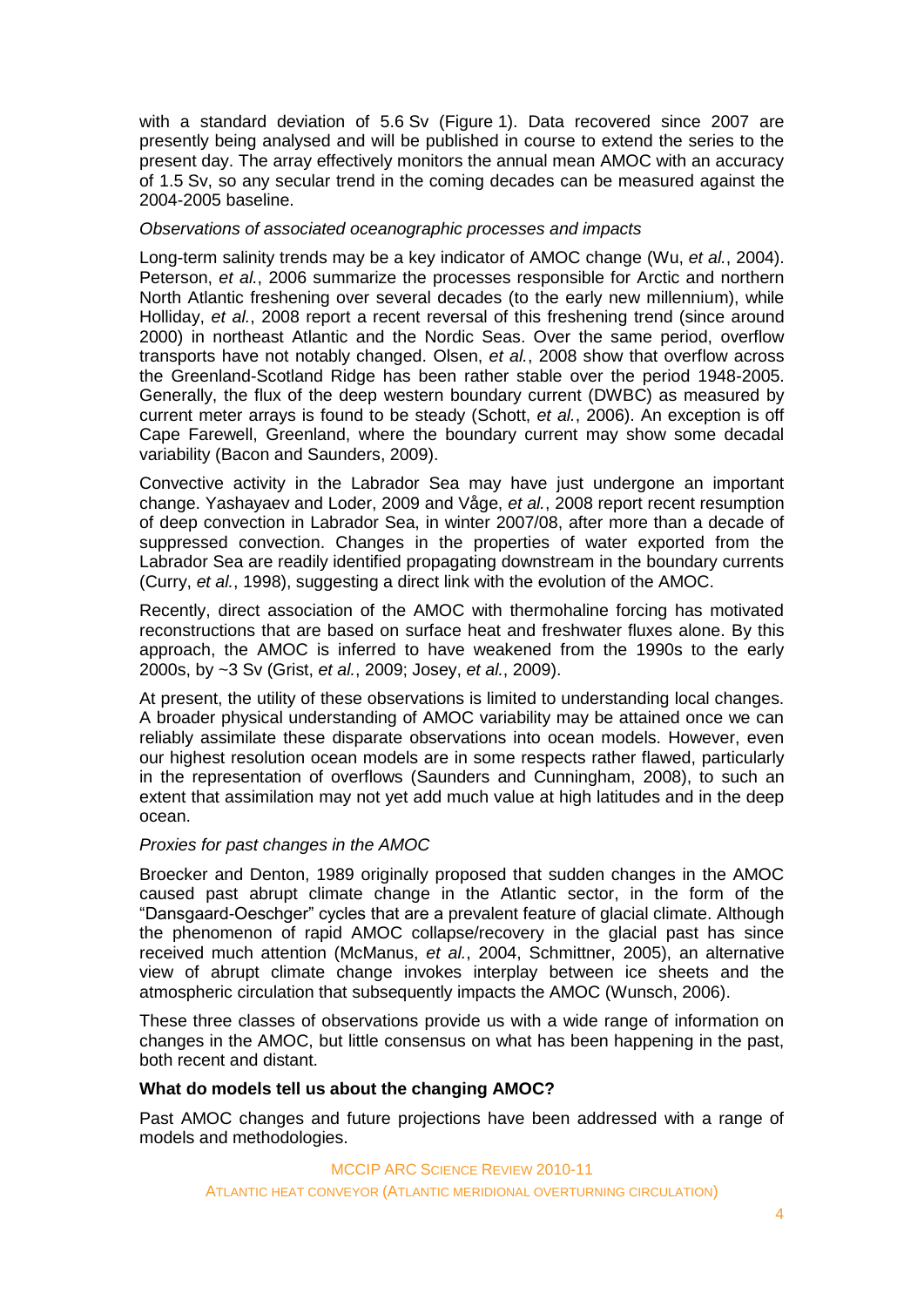with a standard deviation of 5.6 Sv (Figure 1). Data recovered since 2007 are presently being analysed and will be published in course to extend the series to the present day. The array effectively monitors the annual mean AMOC with an accuracy of 1.5 Sv, so any secular trend in the coming decades can be measured against the 2004-2005 baseline.

*Observations of associated oceanographic processes and impacts*

Long-term salinity trends may be a key indicator of AMOC change (Wu, *et al.*, 2004). Peterson, *et al.*, 2006 summarize the processes responsible for Arctic and northern North Atlantic freshening over several decades (to the early new millennium), while Holliday, *et al.*, 2008 report a recent reversal of this freshening trend (since around 2000) in northeast Atlantic and the Nordic Seas. Over the same period, overflow transports have not notably changed. Olsen, *et al.*, 2008 show that overflow across the Greenland-Scotland Ridge has been rather stable over the period 1948-2005. Generally, the flux of the deep western boundary current (DWBC) as measured by current meter arrays is found to be steady (Schott, *et al.*, 2006). An exception is off Cape Farewell, Greenland, where the boundary current may show some decadal variability (Bacon and Saunders, 2009).

Convective activity in the Labrador Sea may have just undergone an important change. Yashayaev and Loder, 2009 and Våge, *et al.*, 2008 report recent resumption of deep convection in Labrador Sea, in winter 2007/08, after more than a decade of suppressed convection. Changes in the properties of water exported from the Labrador Sea are readily identified propagating downstream in the boundary currents (Curry, *et al.*, 1998), suggesting a direct link with the evolution of the AMOC.

Recently, direct association of the AMOC with thermohaline forcing has motivated reconstructions that are based on surface heat and freshwater fluxes alone. By this approach, the AMOC is inferred to have weakened from the 1990s to the early 2000s, by ~3 Sv (Grist, *et al.*, 2009; Josey, *et al.*, 2009).

At present, the utility of these observations is limited to understanding local changes. A broader physical understanding of AMOC variability may be attained once we can reliably assimilate these disparate observations into ocean models. However, even our highest resolution ocean models are in some respects rather flawed, particularly in the representation of overflows (Saunders and Cunningham, 2008), to such an extent that assimilation may not yet add much value at high latitudes and in the deep ocean.

*Proxies for past changes in the AMOC*

Broecker and Denton, 1989 originally proposed that sudden changes in the AMOC caused past abrupt climate change in the Atlantic sector, in the form of the "Dansgaard-Oeschger" cycles that are a prevalent feature of glacial climate. Although the phenomenon of rapid AMOC collapse/recovery in the glacial past has since received much attention (McManus, *et al.*, 2004, Schmittner, 2005), an alternative view of abrupt climate change invokes interplay between ice sheets and the atmospheric circulation that subsequently impacts the AMOC (Wunsch, 2006).

These three classes of observations provide us with a wide range of information on changes in the AMOC, but little consensus on what has been happening in the past, both recent and distant.

**What do models tell us about the changing AMOC?**

Past AMOC changes and future projections have been addressed with a range of models and methodologies.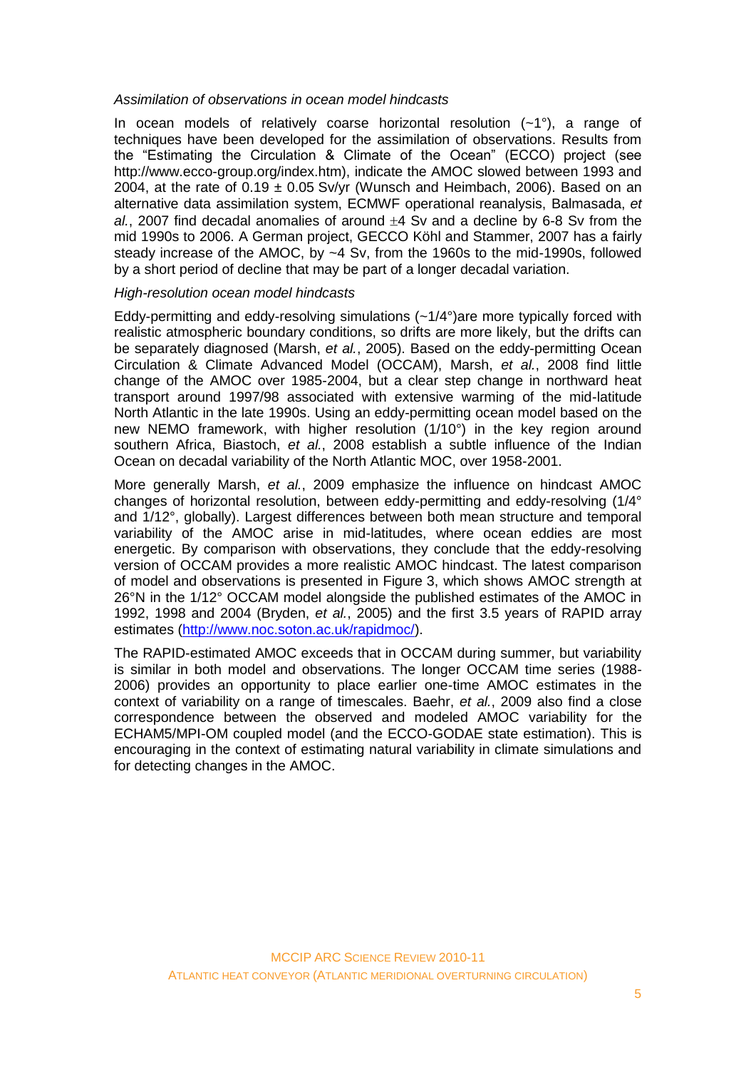*Assimilation of observations in ocean model hindcasts*

In ocean models of relatively coarse horizontal resolution (~1°), a range of techniques have been developed for the assimilation of observations. Results from the "Estimating the Circulation & Climate of the Ocean" (ECCO) project (see http://www.ecco-group.org/index.htm), indicate the AMOC slowed between 1993 and 2004, at the rate of 0.19 ± 0.05 Sv/yr (Wunsch and Heimbach, 2006). Based on an alternative data assimilation system, ECMWF operational reanalysis, Balmasada, *et al.*, 2007 find decadal anomalies of around ±4 Sv and a decline by 6-8 Sv from the mid 1990s to 2006. A German project, GECCO Köhl and Stammer, 2007 has a fairly steady increase of the AMOC, by ~4 Sv, from the 1960s to the mid-1990s, followed by a short period of decline that may be part of a longer decadal variation.

*High-resolution ocean model hindcasts*

Eddy-permitting and eddy-resolving simulations (~1/4°)are more typically forced with realistic atmospheric boundary conditions, so drifts are more likely, but the drifts can be separately diagnosed (Marsh, *et al.*, 2005). Based on the eddy-permitting Ocean Circulation & Climate Advanced Model (OCCAM), Marsh, *et al.*, 2008 find little change of the AMOC over 1985-2004, but a clear step change in northward heat transport around 1997/98 associated with extensive warming of the mid-latitude North Atlantic in the late 1990s. Using an eddy-permitting ocean model based on the new NEMO framework, with higher resolution (1/10°) in the key region around southern Africa, Biastoch, *et al.*, 2008 establish a subtle influence of the Indian Ocean on decadal variability of the North Atlantic MOC, over 1958-2001.

More generally Marsh, *et al.*, 2009 emphasize the influence on hindcast AMOC changes of horizontal resolution, between eddy-permitting and eddy-resolving (1/4° and 1/12°, globally). Largest differences between both mean structure and temporal variability of the AMOC arise in mid-latitudes, where ocean eddies are most energetic. By comparison with observations, they conclude that the eddy-resolving version of OCCAM provides a more realistic AMOC hindcast. The latest comparison of model and observations is presented in Figure 3, which shows AMOC strength at 26°N in the 1/12° OCCAM model alongside the published estimates of the AMOC in 1992, 1998 and 2004 (Bryden, *et al.*, 2005) and the first 3.5 years of RAPID array estimates (http://www.noc.soton.ac.uk/rapidmoc/).

The RAPID-estimated AMOC exceeds that in OCCAM during summer, but variability is similar in both model and observations. The longer OCCAM time series (1988-2006) provides an opportunity to place earlier one-time AMOC estimates in the context of variability on a range of timescales. Baehr, *et al.*, 2009 also find a close correspondence between the observed and modeled AMOC variability for the ECHAM5/MPI-OM coupled model (and the ECCO-GODAE state estimation). This is encouraging in the context of estimating natural variability in climate simulations and for detecting changes in the AMOC.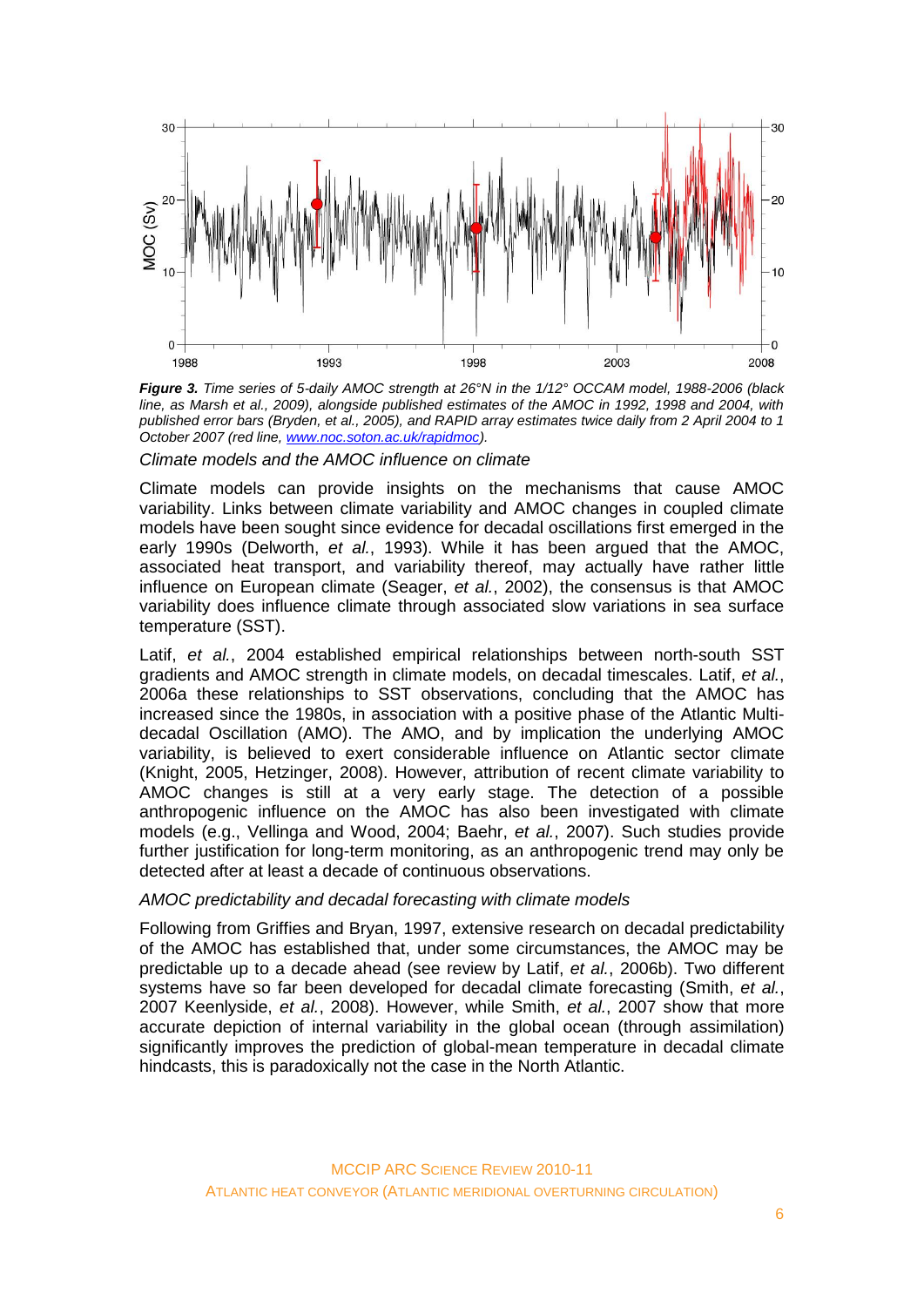*Figure 3. Time series of 5-daily AMOC strength at 26°N in the 1/12° OCCAM model, 1988-2006 (black line, as Marsh et al., 2009), alongside published estimates of the AMOC in 1992, 1998 and 2004, with published error bars (Bryden, et al., 2005), and RAPID array estimates twice daily from 2 April 2004 to 1 October 2007 (red line, www.noc.soton.ac.uk/rapidmoc).*

*Climate models and the AMOC influence on climate*

Climate models can provide insights on the mechanisms that cause AMOC variability. Links between climate variability and AMOC changes in coupled climate models have been sought since evidence for decadal oscillations first emerged in the early 1990s (Delworth, *et al.*, 1993). While it has been argued that the AMOC, associated heat transport, and variability thereof, may actually have rather little influence on European climate (Seager, *et al.*, 2002), the consensus is that AMOC variability does influence climate through associated slow variations in sea surface temperature (SST).

Latif, *et al.*, 2004 established empirical relationships between north-south SST gradients and AMOC strength in climate models, on decadal timescales. Latif, *et al.*, 2006a these relationships to SST observations, concluding that the AMOC has increased since the 1980s, in association with a positive phase of the Atlantic Multi-decadal Oscillation (AMO). The AMO, and by implication the underlying AMOC variability, is believed to exert considerable influence on Atlantic sector climate (Knight, 2005, Hetzinger, 2008). However, attribution of recent climate variability to AMOC changes is still at a very early stage. The detection of a possible anthropogenic influence on the AMOC has also been investigated with climate models (e.g., Vellinga and Wood, 2004; Baehr, *et al.*, 2007). Such studies provide further justification for long-term monitoring, as an anthropogenic trend may only be detected after at least a decade of continuous observations.

*AMOC predictability and decadal forecasting with climate models*

Following from Griffies and Bryan, 1997, extensive research on decadal predictability of the AMOC has established that, under some circumstances, the AMOC may be predictable up to a decade ahead (see review by Latif, *et al.*, 2006b). Two different systems have so far been developed for decadal climate forecasting (Smith, *et al.*, 2007 Keenlyside, *et al.*, 2008). However, while Smith, *et al.*, 2007 show that more accurate depiction of internal variability in the global ocean (through assimilation) significantly improves the prediction of global-mean temperature in decadal climate hindcasts, this is paradoxically not the case in the North Atlantic.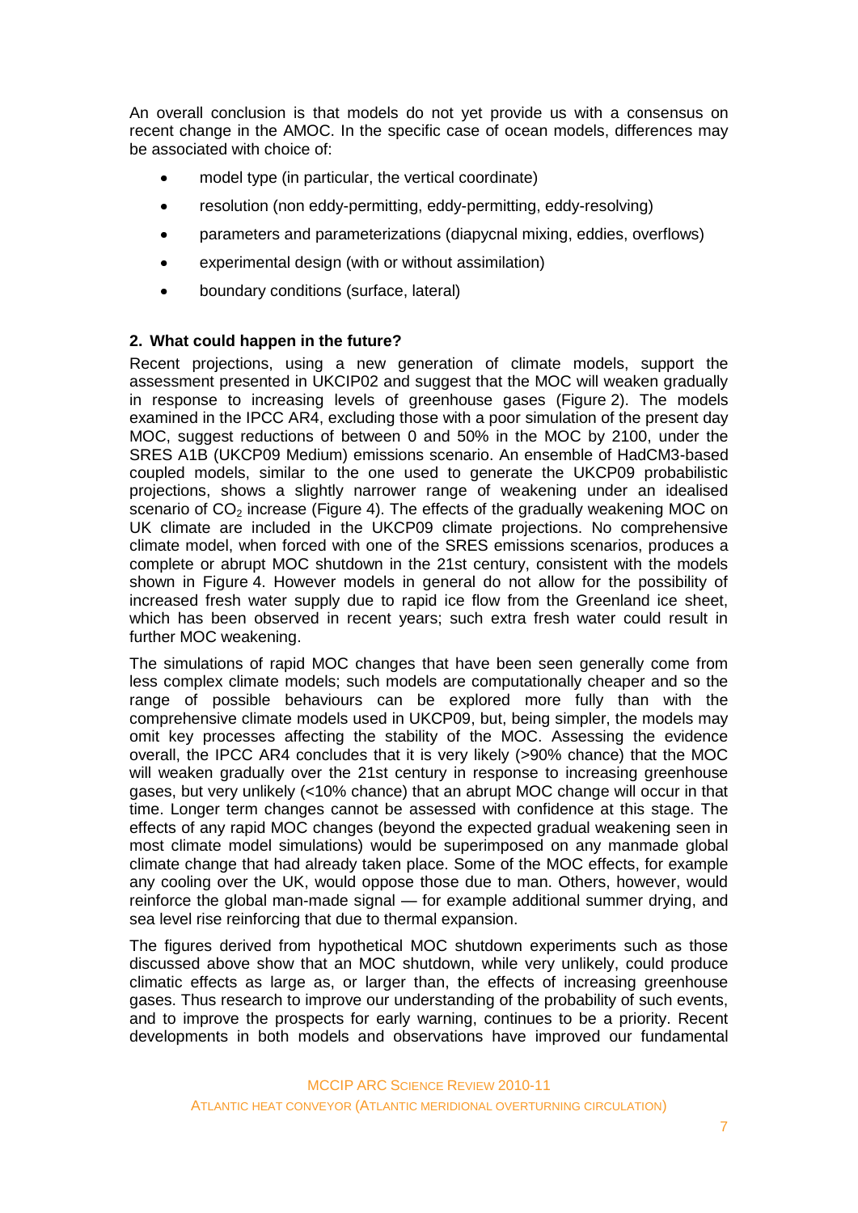An overall conclusion is that models do not yet provide us with a consensus on recent change in the AMOC. In the specific case of ocean models, differences may be associated with choice of:

- model type (in particular, the vertical coordinate)
- resolution (non eddy-permitting, eddy-permitting, eddy-resolving)
- parameters and parameterizations (diapycnal mixing, eddies, overflows)
- experimental design (with or without assimilation)
- boundary conditions (surface, lateral)

### 2. What could happen in the future?

Recent projections, using a new generation of climate models, support the assessment presented in UKCIP02 and suggest that the MOC will weaken gradually in response to increasing levels of greenhouse gases (Figure 2). The models examined in the IPCC AR4, excluding those with a poor simulation of the present day MOC, suggest reductions of between 0 and 50% in the MOC by 2100, under the SRES A1B (UKCP09 Medium) emissions scenario. An ensemble of HadCM3-based coupled models, similar to the one used to generate the UKCP09 probabilistic projections, shows a slightly narrower range of weakening under an idealised scenario of $CO_2$ increase (Figure 4). The effects of the gradually weakening MOC on UK climate are included in the UKCP09 climate projections. No comprehensive climate model, when forced with one of the SRES emissions scenarios, produces a complete or abrupt MOC shutdown in the 21st century, consistent with the models shown in Figure 4. However models in general do not allow for the possibility of increased fresh water supply due to rapid ice flow from the Greenland ice sheet, which has been observed in recent years; such extra fresh water could result in further MOC weakening.

The simulations of rapid MOC changes that have been seen generally come from less complex climate models; such models are computationally cheaper and so the range of possible behaviours can be explored more fully than with the comprehensive climate models used in UKCP09, but, being simpler, the models may omit key processes affecting the stability of the MOC. Assessing the evidence overall, the IPCC AR4 concludes that it is very likely (>90% chance) that the MOC will weaken gradually over the 21st century in response to increasing greenhouse gases, but very unlikely (<10% chance) that an abrupt MOC change will occur in that time. Longer term changes cannot be assessed with confidence at this stage. The effects of any rapid MOC changes (beyond the expected gradual weakening seen in most climate model simulations) would be superimposed on any manmade global climate change that had already taken place. Some of the MOC effects, for example any cooling over the UK, would oppose those due to man. Others, however, would reinforce the global man-made signal — for example additional summer drying, and sea level rise reinforcing that due to thermal expansion.

The figures derived from hypothetical MOC shutdown experiments such as those discussed above show that an MOC shutdown, while very unlikely, could produce climatic effects as large as, or larger than, the effects of increasing greenhouse gases. Thus research to improve our understanding of the probability of such events, and to improve the prospects for early warning, continues to be a priority. Recent developments in both models and observations have improved our fundamental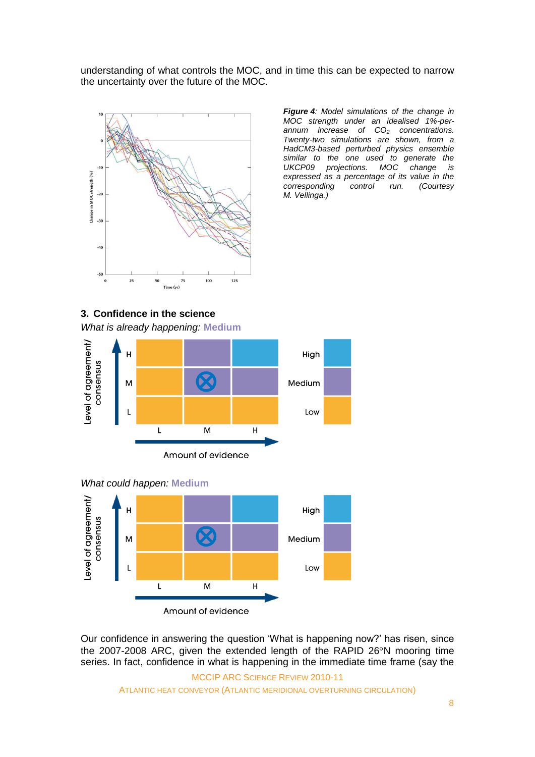understanding of what controls the MOC, and in time this can be expected to narrow the uncertainty over the future of the MOC.

***Figure 4**: Model simulations of the change in MOC strength under an idealised 1%-per-annum increase of $CO_2$ concentrations. Twenty-two simulations are shown, from a HadCM3-based perturbed physics ensemble similar to the one used to generate the UKCP09 projections. MOC change is expressed as a percentage of its value in the corresponding control run. (Courtesy M. Vellinga.)*

## 3. Confidence in the science

*What is already happening:* **Medium**

*What could happen:* **Medium**

Our confidence in answering the question 'What is happening now?' has risen, since the 2007-2008 ARC, given the extended length of the RAPID 26°N mooring time series. In fact, confidence in what is happening in the immediate time frame (say the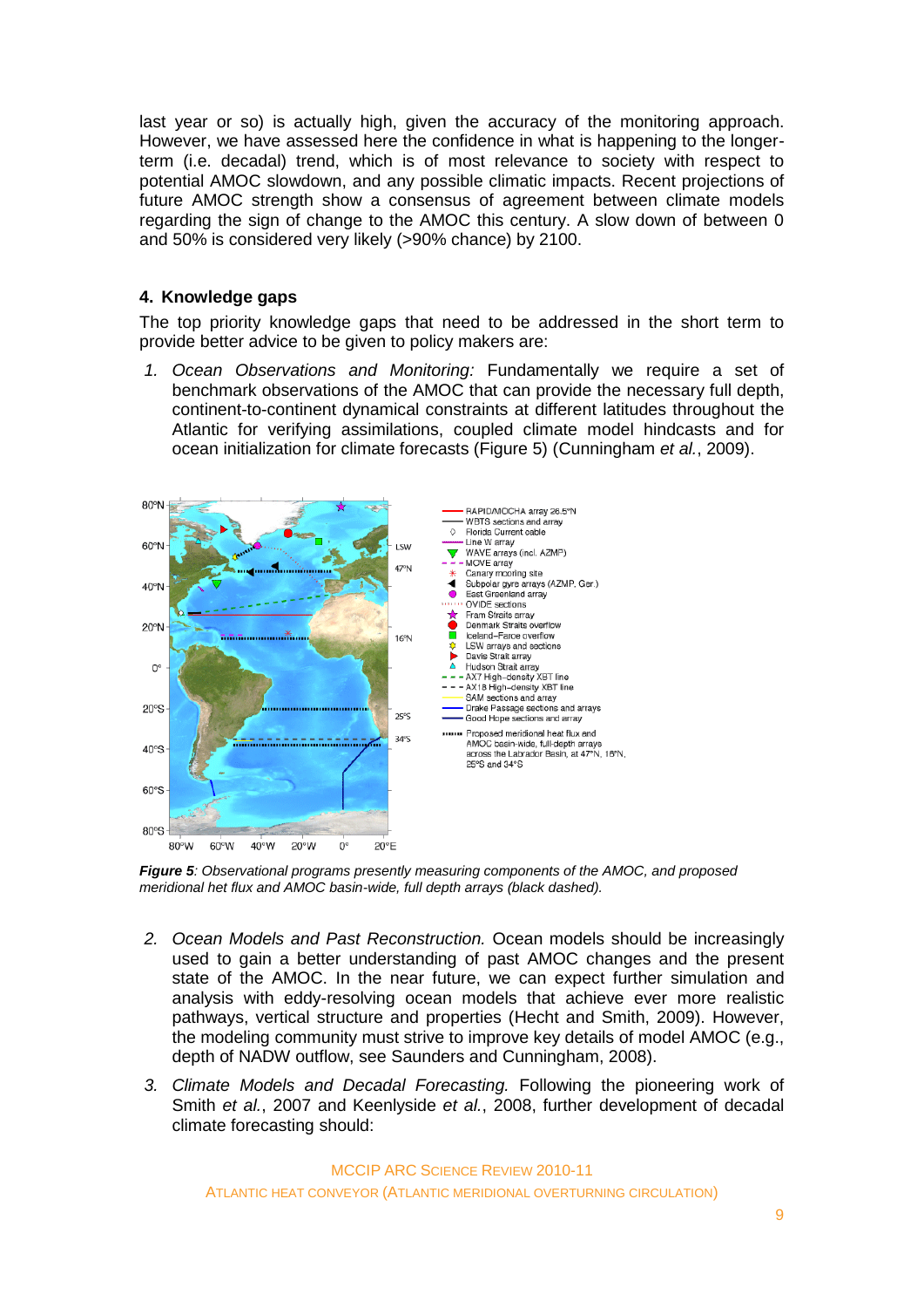last year or so) is actually high, given the accuracy of the monitoring approach. However, we have assessed here the confidence in what is happening to the longer-term (i.e. decadal) trend, which is of most relevance to society with respect to potential AMOC slowdown, and any possible climatic impacts. Recent projections of future AMOC strength show a consensus of agreement between climate models regarding the sign of change to the AMOC this century. A slow down of between 0 and 50% is considered very likely (>90% chance) by 2100.

## 4. Knowledge gaps

The top priority knowledge gaps that need to be addressed in the short term to provide better advice to be given to policy makers are:

1. *Ocean Observations and Monitoring:* Fundamentally we require a set of benchmark observations of the AMOC that can provide the necessary full depth, continent-to-continent dynamical constraints at different latitudes throughout the Atlantic for verifying assimilations, coupled climate model hindcasts and for ocean initialization for climate forecasts (Figure 5) (Cunningham *et al.*, 2009).

***Figure 5****: Observational programs presently measuring components of the AMOC, and proposed meridional het flux and AMOC basin-wide, full depth arrays (black dashed).*

2. *Ocean Models and Past Reconstruction.* Ocean models should be increasingly used to gain a better understanding of past AMOC changes and the present state of the AMOC. In the near future, we can expect further simulation and analysis with eddy-resolving ocean models that achieve ever more realistic pathways, vertical structure and properties (Hecht and Smith, 2009). However, the modeling community must strive to improve key details of model AMOC (e.g., depth of NADW outflow, see Saunders and Cunningham, 2008).

3. *Climate Models and Decadal Forecasting.* Following the pioneering work of Smith *et al.*, 2007 and Keenlyside *et al.*, 2008, further development of decadal climate forecasting should: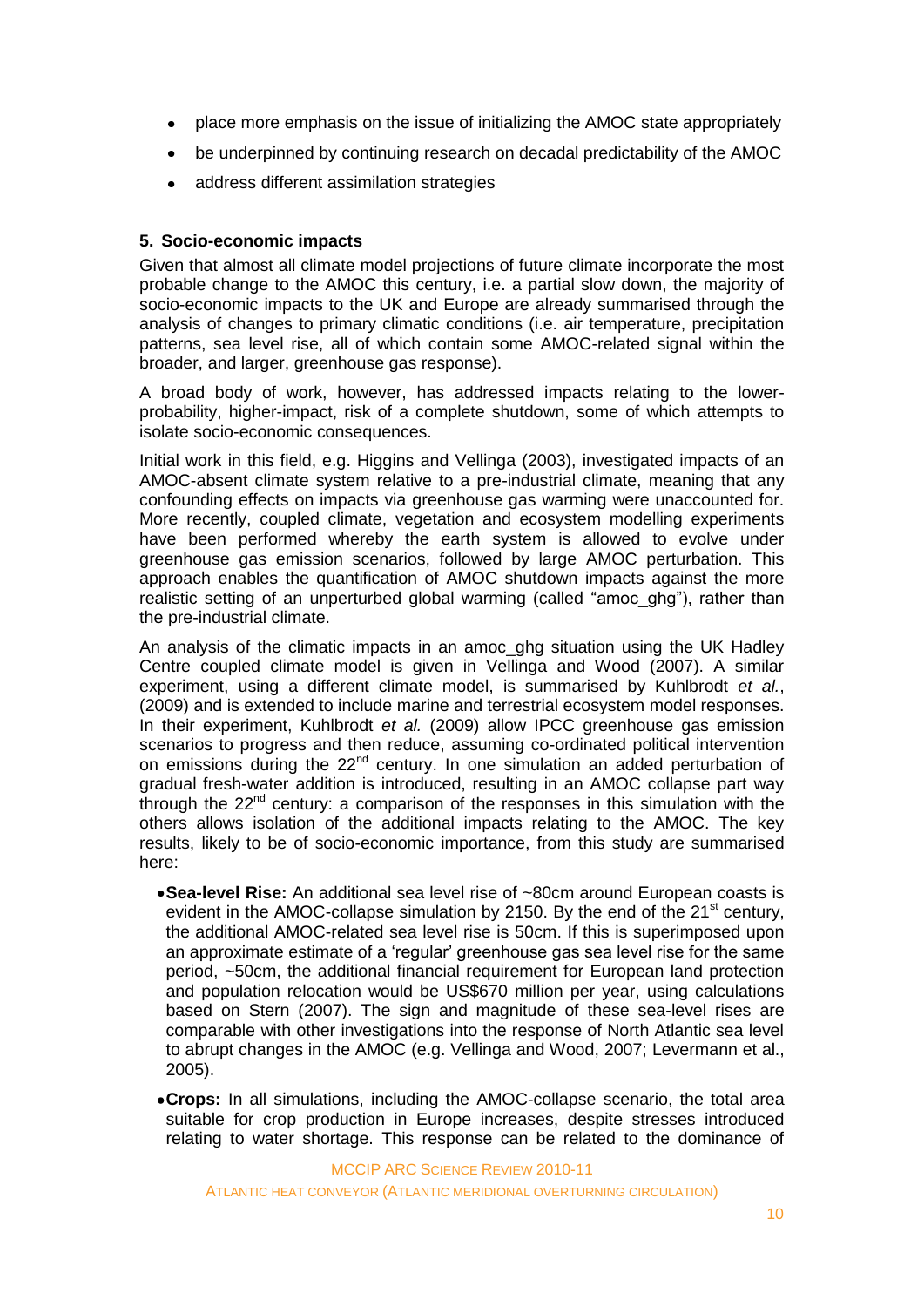- place more emphasis on the issue of initializing the AMOC state appropriately
- be underpinned by continuing research on decadal predictability of the AMOC
- address different assimilation strategies

## 5. Socio-economic impacts

Given that almost all climate model projections of future climate incorporate the most probable change to the AMOC this century, i.e. a partial slow down, the majority of socio-economic impacts to the UK and Europe are already summarised through the analysis of changes to primary climatic conditions (i.e. air temperature, precipitation patterns, sea level rise, all of which contain some AMOC-related signal within the broader, and larger, greenhouse gas response).

A broad body of work, however, has addressed impacts relating to the lower-probability, higher-impact, risk of a complete shutdown, some of which attempts to isolate socio-economic consequences.

Initial work in this field, e.g. Higgins and Vellinga (2003), investigated impacts of an AMOC-absent climate system relative to a pre-industrial climate, meaning that any confounding effects on impacts via greenhouse gas warming were unaccounted for. More recently, coupled climate, vegetation and ecosystem modelling experiments have been performed whereby the earth system is allowed to evolve under greenhouse gas emission scenarios, followed by large AMOC perturbation. This approach enables the quantification of AMOC shutdown impacts against the more realistic setting of an unperturbed global warming (called "amoc_ghg"), rather than the pre-industrial climate.

An analysis of the climatic impacts in an amoc_ghg situation using the UK Hadley Centre coupled climate model is given in Vellinga and Wood (2007). A similar experiment, using a different climate model, is summarised by Kuhlbrodt *et al.*, (2009) and is extended to include marine and terrestrial ecosystem model responses. In their experiment, Kuhlbrodt *et al.* (2009) allow IPCC greenhouse gas emission scenarios to progress and then reduce, assuming co-ordinated political intervention on emissions during the 22nd century. In one simulation an added perturbation of gradual fresh-water addition is introduced, resulting in an AMOC collapse part way through the 22nd century: a comparison of the responses in this simulation with the others allows isolation of the additional impacts relating to the AMOC. The key results, likely to be of socio-economic importance, from this study are summarised here:

- **Sea-level Rise:** An additional sea level rise of ~80cm around European coasts is evident in the AMOC-collapse simulation by 2150. By the end of the 21st century, the additional AMOC-related sea level rise is 50cm. If this is superimposed upon an approximate estimate of a 'regular' greenhouse gas sea level rise for the same period, ~50cm, the additional financial requirement for European land protection and population relocation would be US$670 million per year, using calculations based on Stern (2007). The sign and magnitude of these sea-level rises are comparable with other investigations into the response of North Atlantic sea level to abrupt changes in the AMOC (e.g. Vellinga and Wood, 2007; Levermann et al., 2005).
- **Crops:** In all simulations, including the AMOC-collapse scenario, the total area suitable for crop production in Europe increases, despite stresses introduced relating to water shortage. This response can be related to the dominance of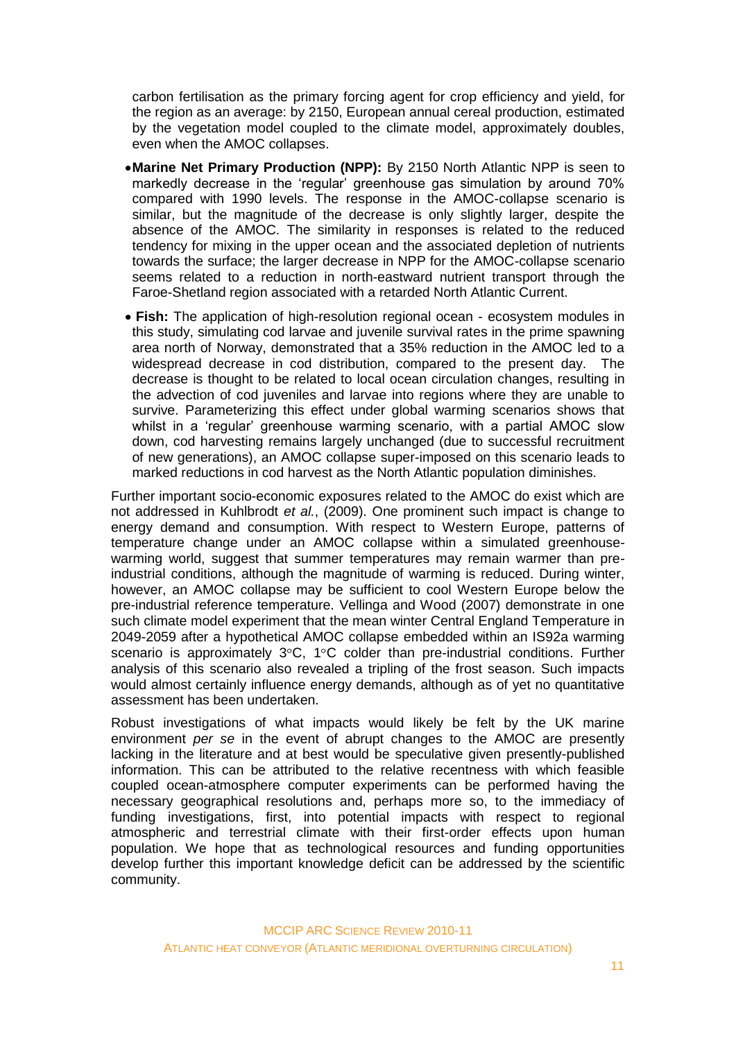carbon fertilisation as the primary forcing agent for crop efficiency and yield, for the region as an average: by 2150, European annual cereal production, estimated by the vegetation model coupled to the climate model, approximately doubles, even when the AMOC collapses.

- **Marine Net Primary Production (NPP):** By 2150 North Atlantic NPP is seen to markedly decrease in the 'regular' greenhouse gas simulation by around 70% compared with 1990 levels. The response in the AMOC-collapse scenario is similar, but the magnitude of the decrease is only slightly larger, despite the absence of the AMOC. The similarity in responses is related to the reduced tendency for mixing in the upper ocean and the associated depletion of nutrients towards the surface; the larger decrease in NPP for the AMOC-collapse scenario seems related to a reduction in north-eastward nutrient transport through the Faroe-Shetland region associated with a retarded North Atlantic Current.
- **Fish:** The application of high-resolution regional ocean - ecosystem modules in this study, simulating cod larvae and juvenile survival rates in the prime spawning area north of Norway, demonstrated that a 35% reduction in the AMOC led to a widespread decrease in cod distribution, compared to the present day. The decrease is thought to be related to local ocean circulation changes, resulting in the advection of cod juveniles and larvae into regions where they are unable to survive. Parameterizing this effect under global warming scenarios shows that whilst in a 'regular' greenhouse warming scenario, with a partial AMOC slow down, cod harvesting remains largely unchanged (due to successful recruitment of new generations), an AMOC collapse super-imposed on this scenario leads to marked reductions in cod harvest as the North Atlantic population diminishes.

Further important socio-economic exposures related to the AMOC do exist which are not addressed in Kuhlbrodt *et al.*, (2009). One prominent such impact is change to energy demand and consumption. With respect to Western Europe, patterns of temperature change under an AMOC collapse within a simulated greenhouse-warming world, suggest that summer temperatures may remain warmer than pre-industrial conditions, although the magnitude of warming is reduced. During winter, however, an AMOC collapse may be sufficient to cool Western Europe below the pre-industrial reference temperature. Vellinga and Wood (2007) demonstrate in one such climate model experiment that the mean winter Central England Temperature in 2049-2059 after a hypothetical AMOC collapse embedded within an IS92a warming scenario is approximately 3°C, 1°C colder than pre-industrial conditions. Further analysis of this scenario also revealed a tripling of the frost season. Such impacts would almost certainly influence energy demands, although as of yet no quantitative assessment has been undertaken.

Robust investigations of what impacts would likely be felt by the UK marine environment *per se* in the event of abrupt changes to the AMOC are presently lacking in the literature and at best would be speculative given presently-published information. This can be attributed to the relative recentness with which feasible coupled ocean-atmosphere computer experiments can be performed having the necessary geographical resolutions and, perhaps more so, to the immediacy of funding investigations, first, into potential impacts with respect to regional atmospheric and terrestrial climate with their first-order effects upon human population. We hope that as technological resources and funding opportunities develop further this important knowledge deficit can be addressed by the scientific community.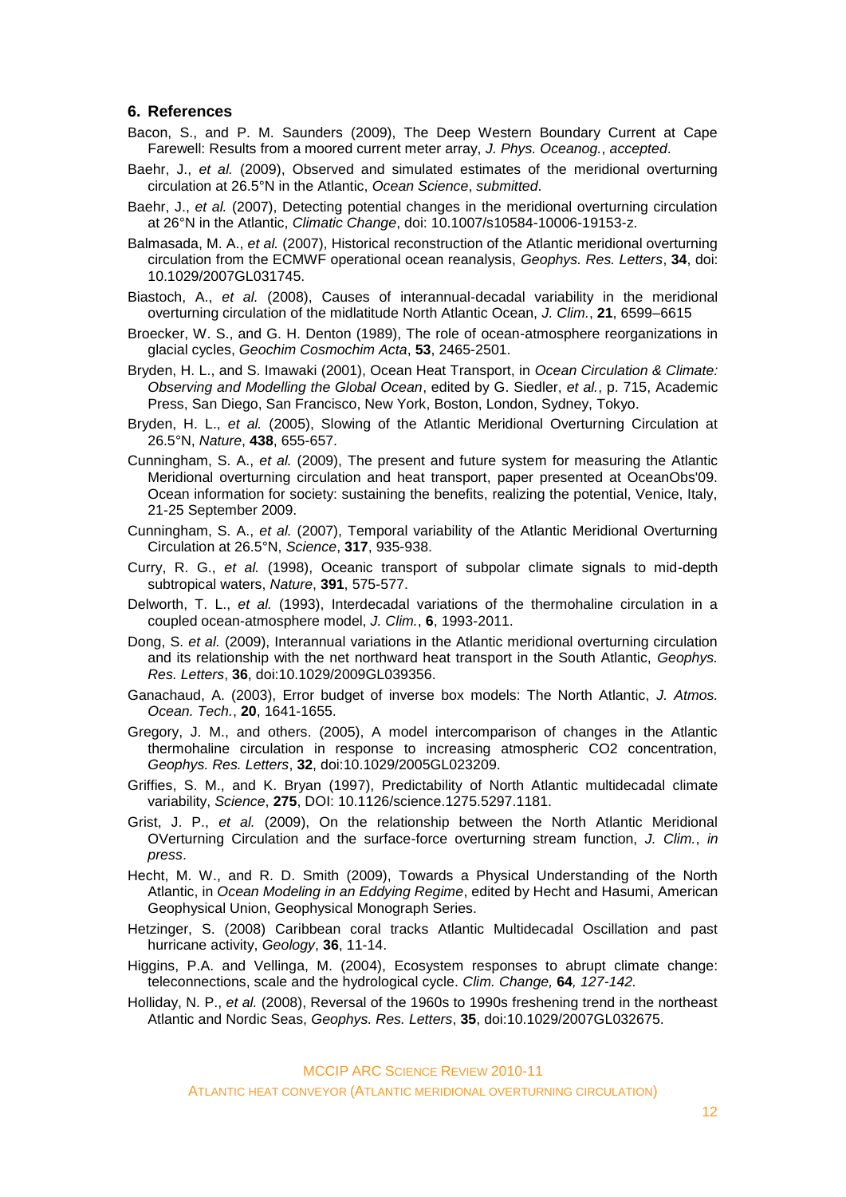## 6. References

Bacon, S., and P. M. Saunders (2009), The Deep Western Boundary Current at Cape Farewell: Results from a moored current meter array, *J. Phys. Oceanog.*, *accepted*.

Baehr, J., *et al.* (2009), Observed and simulated estimates of the meridional overturning circulation at 26.5°N in the Atlantic, *Ocean Science*, *submitted*.

Baehr, J., *et al.* (2007), Detecting potential changes in the meridional overturning circulation at 26°N in the Atlantic, *Climatic Change*, doi: 10.1007/s10584-10006-19153-z.

Balmasada, M. A., *et al.* (2007), Historical reconstruction of the Atlantic meridional overturning circulation from the ECMWF operational ocean reanalysis, *Geophys. Res. Letters*, **34**, doi: 10.1029/2007GL031745.

Biastoch, A., *et al.* (2008), Causes of interannual-decadal variability in the meridional overturning circulation of the midlatitude North Atlantic Ocean, *J. Clim.*, **21**, 6599–6615

Broecker, W. S., and G. H. Denton (1989), The role of ocean-atmosphere reorganizations in glacial cycles, *Geochim Cosmochim Acta*, **53**, 2465-2501.

Bryden, H. L., and S. Imawaki (2001), Ocean Heat Transport, in *Ocean Circulation & Climate: Observing and Modelling the Global Ocean*, edited by G. Siedler, *et al.*, p. 715, Academic Press, San Diego, San Francisco, New York, Boston, London, Sydney, Tokyo.

Bryden, H. L., *et al.* (2005), Slowing of the Atlantic Meridional Overturning Circulation at 26.5°N, *Nature*, **438**, 655-657.

Cunningham, S. A., *et al.* (2009), The present and future system for measuring the Atlantic Meridional overturning circulation and heat transport, paper presented at OceanObs'09. Ocean information for society: sustaining the benefits, realizing the potential, Venice, Italy, 21-25 September 2009.

Cunningham, S. A., *et al.* (2007), Temporal variability of the Atlantic Meridional Overturning Circulation at 26.5°N, *Science*, **317**, 935-938.

Curry, R. G., *et al.* (1998), Oceanic transport of subpolar climate signals to mid-depth subtropical waters, *Nature*, **391**, 575-577.

Delworth, T. L., *et al.* (1993), Interdecadal variations of the thermohaline circulation in a coupled ocean-atmosphere model, *J. Clim.*, **6**, 1993-2011.

Dong, S. *et al.* (2009), Interannual variations in the Atlantic meridional overturning circulation and its relationship with the net northward heat transport in the South Atlantic, *Geophys. Res. Letters*, **36**, doi:10.1029/2009GL039356.

Ganachaud, A. (2003), Error budget of inverse box models: The North Atlantic, *J. Atmos. Ocean. Tech.*, **20**, 1641-1655.

Gregory, J. M., and others. (2005), A model intercomparison of changes in the Atlantic thermohaline circulation in response to increasing atmospheric CO2 concentration, *Geophys. Res. Letters*, **32**, doi:10.1029/2005GL023209.

Griffies, S. M., and K. Bryan (1997), Predictability of North Atlantic multidecadal climate variability, *Science*, **275**, DOI: 10.1126/science.1275.5297.1181.

Grist, J. P., *et al.* (2009), On the relationship between the North Atlantic Meridional OVerturning Circulation and the surface-force overturning stream function, *J. Clim.*, *in press*.

Hecht, M. W., and R. D. Smith (2009), Towards a Physical Understanding of the North Atlantic, in *Ocean Modeling in an Eddying Regime*, edited by Hecht and Hasumi, American Geophysical Union, Geophysical Monograph Series.

Hetzinger, S. (2008) Caribbean coral tracks Atlantic Multidecadal Oscillation and past hurricane activity, *Geology*, **36**, 11-14.

Higgins, P.A. and Vellinga, M. (2004), Ecosystem responses to abrupt climate change: teleconnections, scale and the hydrological cycle. *Clim. Change,* **64***, 127-142.*

Holliday, N. P., *et al.* (2008), Reversal of the 1960s to 1990s freshening trend in the northeast Atlantic and Nordic Seas, *Geophys. Res. Letters*, **35**, doi:10.1029/2007GL032675.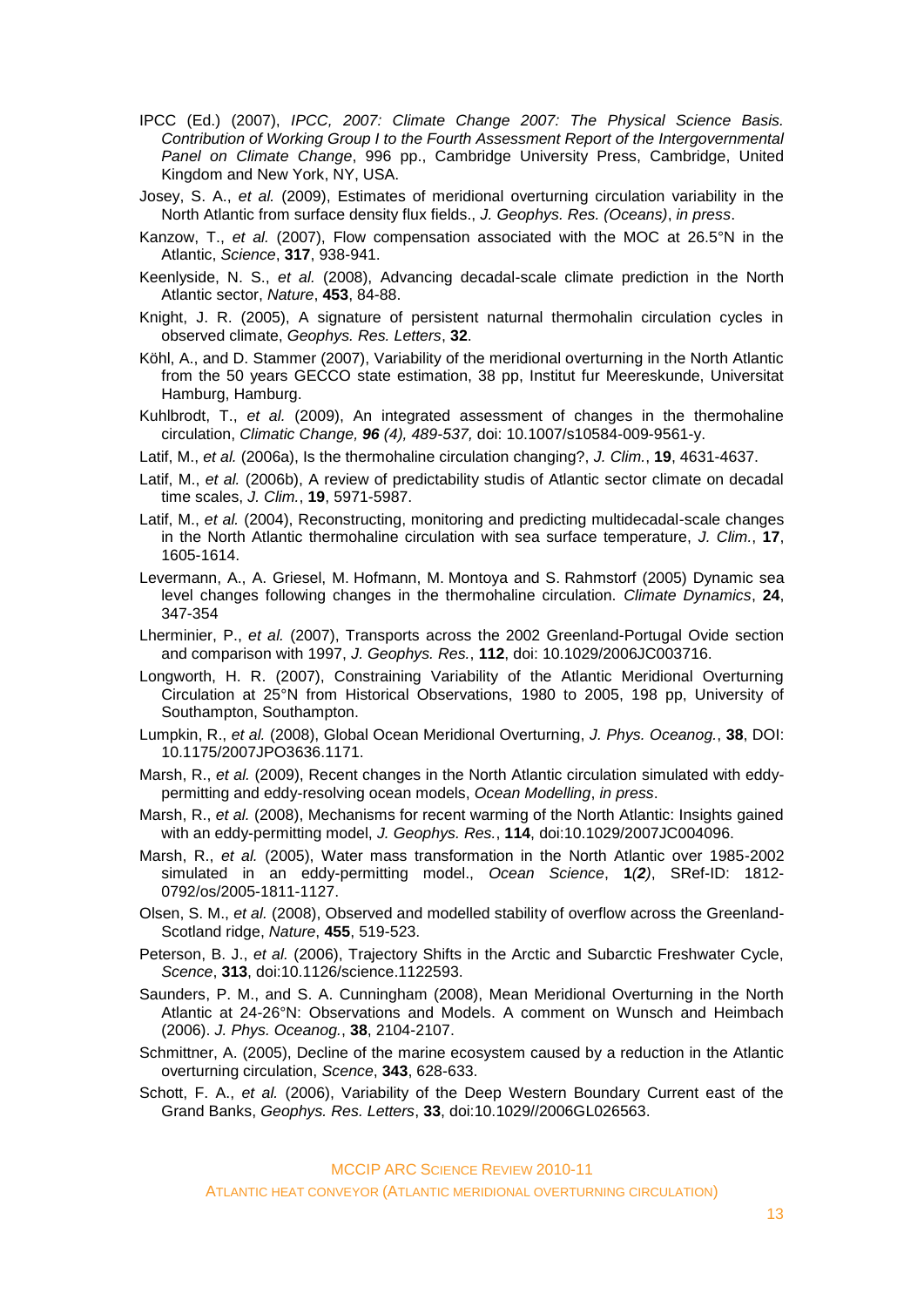IPCC (Ed.) (2007), *IPCC, 2007: Climate Change 2007: The Physical Science Basis. Contribution of Working Group I to the Fourth Assessment Report of the Intergovernmental Panel on Climate Change*, 996 pp., Cambridge University Press, Cambridge, United Kingdom and New York, NY, USA.

Josey, S. A., *et al.* (2009), Estimates of meridional overturning circulation variability in the North Atlantic from surface density flux fields., *J. Geophys. Res. (Oceans)*, *in press*.

Kanzow, T., *et al.* (2007), Flow compensation associated with the MOC at 26.5°N in the Atlantic, *Science*, **317**, 938-941.

Keenlyside, N. S., *et al.* (2008), Advancing decadal-scale climate prediction in the North Atlantic sector, *Nature*, **453**, 84-88.

Knight, J. R. (2005), A signature of persistent naturnal thermohalin circulation cycles in observed climate, *Geophys. Res. Letters*, **32**.

Köhl, A., and D. Stammer (2007), Variability of the meridional overturning in the North Atlantic from the 50 years GECCO state estimation, 38 pp, Institut fur Meereskunde, Universitat Hamburg, Hamburg.

Kuhlbrodt, T., *et al.* (2009), An integrated assessment of changes in the thermohaline circulation, *Climatic Change, **96** (4), 489-537,* doi: 10.1007/s10584-009-9561-y.

Latif, M., *et al.* (2006a), Is the thermohaline circulation changing?, *J. Clim.*, **19**, 4631-4637.

Latif, M., *et al.* (2006b), A review of predictability studis of Atlantic sector climate on decadal time scales, *J. Clim.*, **19**, 5971-5987.

Latif, M., *et al.* (2004), Reconstructing, monitoring and predicting multidecadal-scale changes in the North Atlantic thermohaline circulation with sea surface temperature, *J. Clim.*, **17**, 1605-1614.

Levermann, A., A. Griesel, M. Hofmann, M. Montoya and S. Rahmstorf (2005) Dynamic sea level changes following changes in the thermohaline circulation. *Climate Dynamics*, **24**, 347-354

Lherminier, P., *et al.* (2007), Transports across the 2002 Greenland-Portugal Ovide section and comparison with 1997, *J. Geophys. Res.*, **112**, doi: 10.1029/2006JC003716.

Longworth, H. R. (2007), Constraining Variability of the Atlantic Meridional Overturning Circulation at 25°N from Historical Observations, 1980 to 2005, 198 pp, University of Southampton, Southampton.

Lumpkin, R., *et al.* (2008), Global Ocean Meridional Overturning, *J. Phys. Oceanog.*, **38**, DOI: 10.1175/2007JPO3636.1171.

Marsh, R., *et al.* (2009), Recent changes in the North Atlantic circulation simulated with eddy-permitting and eddy-resolving ocean models, *Ocean Modelling*, *in press*.

Marsh, R., *et al.* (2008), Mechanisms for recent warming of the North Atlantic: Insights gained with an eddy-permitting model, *J. Geophys. Res.*, **114**, doi:10.1029/2007JC004096.

Marsh, R., *et al.* (2005), Water mass transformation in the North Atlantic over 1985-2002 simulated in an eddy-permitting model., *Ocean Science*, **1***(2)*, SRef-ID: 1812-0792/os/2005-1811-1127.

Olsen, S. M., *et al.* (2008), Observed and modelled stability of overflow across the Greenland-Scotland ridge, *Nature*, **455**, 519-523.

Peterson, B. J., *et al.* (2006), Trajectory Shifts in the Arctic and Subarctic Freshwater Cycle, *Scence*, **313**, doi:10.1126/science.1122593.

Saunders, P. M., and S. A. Cunningham (2008), Mean Meridional Overturning in the North Atlantic at 24-26°N: Observations and Models. A comment on Wunsch and Heimbach (2006). *J. Phys. Oceanog.*, **38**, 2104-2107.

Schmittner, A. (2005), Decline of the marine ecosystem caused by a reduction in the Atlantic overturning circulation, *Scence*, **343**, 628-633.

Schott, F. A., *et al.* (2006), Variability of the Deep Western Boundary Current east of the Grand Banks, *Geophys. Res. Letters*, **33**, doi:10.1029//2006GL026563.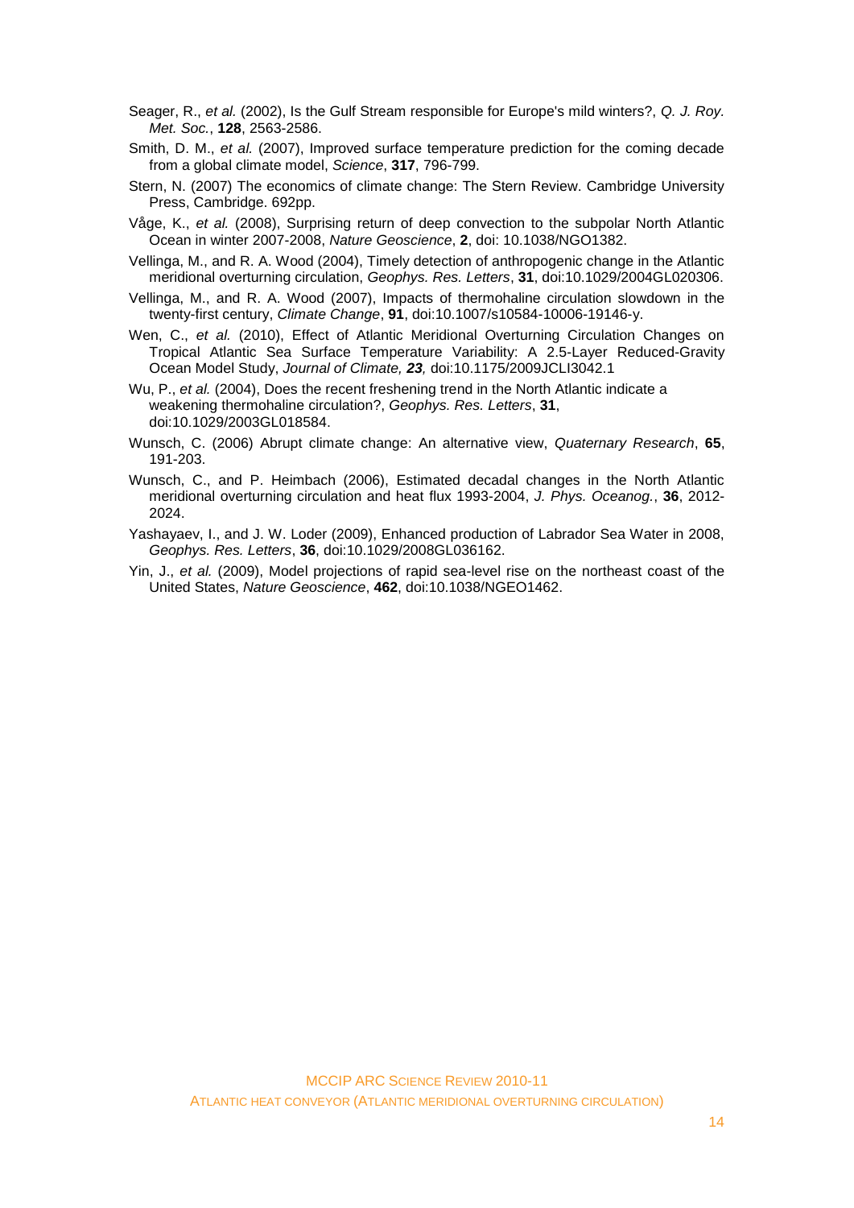Seager, R., *et al.* (2002), Is the Gulf Stream responsible for Europe's mild winters?, *Q. J. Roy. Met. Soc.*, **128**, 2563-2586.

Smith, D. M., *et al.* (2007), Improved surface temperature prediction for the coming decade from a global climate model, *Science*, **317**, 796-799.

Stern, N. (2007) The economics of climate change: The Stern Review. Cambridge University Press, Cambridge. 692pp.

Våge, K., *et al.* (2008), Surprising return of deep convection to the subpolar North Atlantic Ocean in winter 2007-2008, *Nature Geoscience*, **2**, doi: 10.1038/NGO1382.

Vellinga, M., and R. A. Wood (2004), Timely detection of anthropogenic change in the Atlantic meridional overturning circulation, *Geophys. Res. Letters*, **31**, doi:10.1029/2004GL020306.

Vellinga, M., and R. A. Wood (2007), Impacts of thermohaline circulation slowdown in the twenty-first century, *Climate Change*, **91**, doi:10.1007/s10584-10006-19146-y.

Wen, C., *et al.* (2010), Effect of Atlantic Meridional Overturning Circulation Changes on Tropical Atlantic Sea Surface Temperature Variability: A 2.5-Layer Reduced-Gravity Ocean Model Study, *Journal of Climate, **23**,* doi:10.1175/2009JCLI3042.1

Wu, P., *et al.* (2004), Does the recent freshening trend in the North Atlantic indicate a weakening thermohaline circulation?, *Geophys. Res. Letters*, **31**, doi:10.1029/2003GL018584.

Wunsch, C. (2006) Abrupt climate change: An alternative view, *Quaternary Research*, **65**, 191-203.

Wunsch, C., and P. Heimbach (2006), Estimated decadal changes in the North Atlantic meridional overturning circulation and heat flux 1993-2004, *J. Phys. Oceanog.*, **36**, 2012-2024.

Yashayaev, I., and J. W. Loder (2009), Enhanced production of Labrador Sea Water in 2008, *Geophys. Res. Letters*, **36**, doi:10.1029/2008GL036162.

Yin, J., *et al.* (2009), Model projections of rapid sea-level rise on the northeast coast of the United States, *Nature Geoscience*, **462**, doi:10.1038/NGEO1462.